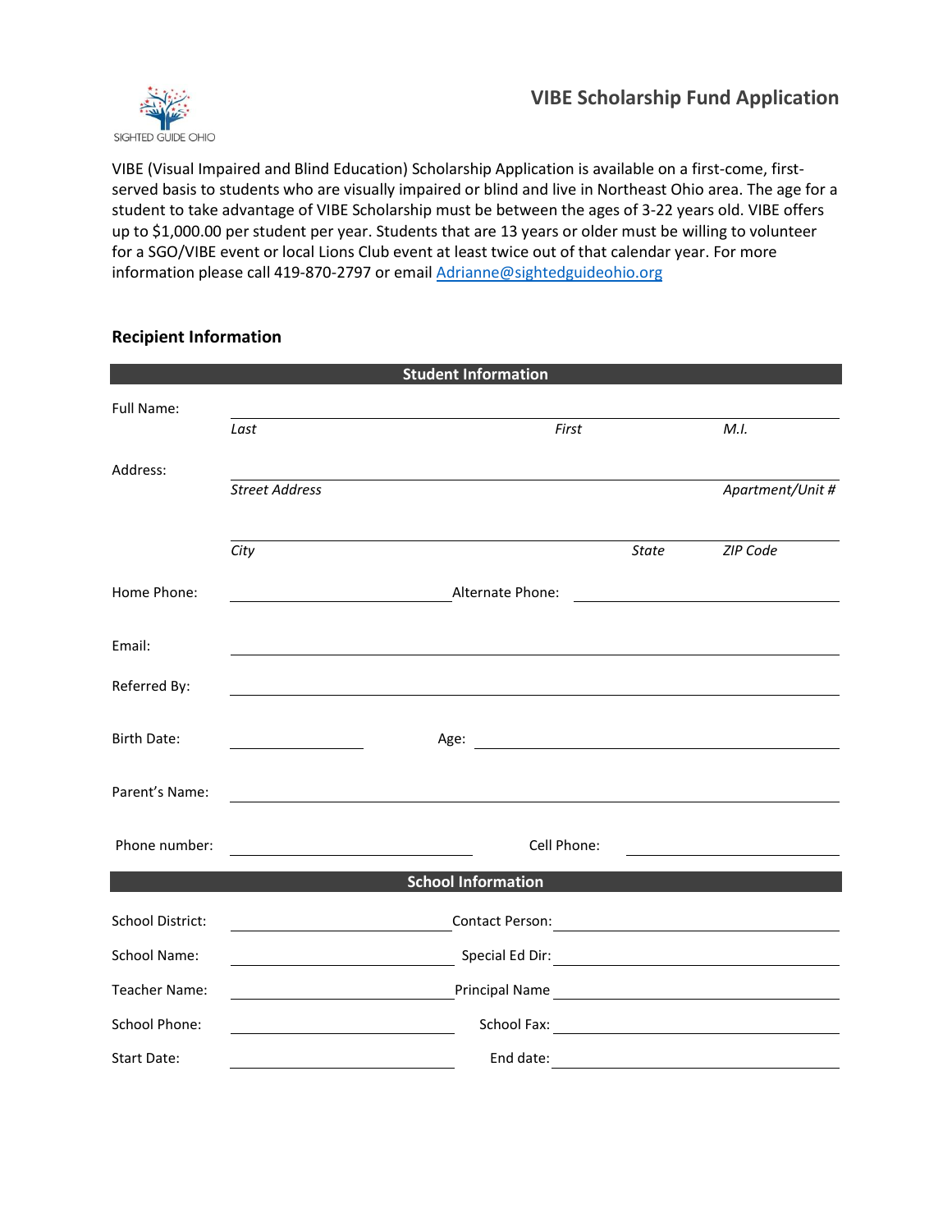SIGHTED GUIDE OHIO

# VIBE Scholarship Fund Application

VIBE (Visual Impaired and Blind Education) Scholarship Application is available on a first-come, first-served basis to students who are visually impaired or blind and live in Northeast Ohio area. The age for a student to take advantage of VIBE Scholarship must be between the ages of 3-22 years old. VIBE offers up to $1,000.00 per student per year. Students that are 13 years or older must be willing to volunteer for a SGO/VIBE event or local Lions Club event at least twice out of that calendar year. For more information please call 419-870-2797 or email [Adrianne@sightedguideohio.org](mailto:Adrianne@sightedguideohio.org)

## Recipient Information

### Student Information

Full Name: ______________________________________________

*Last* *First* *M.I.*

Address: ______________________________________________

*Street Address* *Apartment/Unit #*

______________________________________________

*City* *State* *ZIP Code*

Home Phone: ____________________ Alternate Phone: ____________________

Email: ______________________________________________

Referred By: ______________________________________________

Birth Date: ____________ Age: ____________________

Parent's Name: ______________________________________________

Phone number: ____________________ Cell Phone: ____________________

### School Information

School District: ____________________ Contact Person: ____________________

School Name: ____________________ Special Ed Dir: ____________________

Teacher Name: ____________________ Principal Name ____________________

School Phone: ____________________ School Fax: ____________________

Start Date: ____________________ End date: ____________________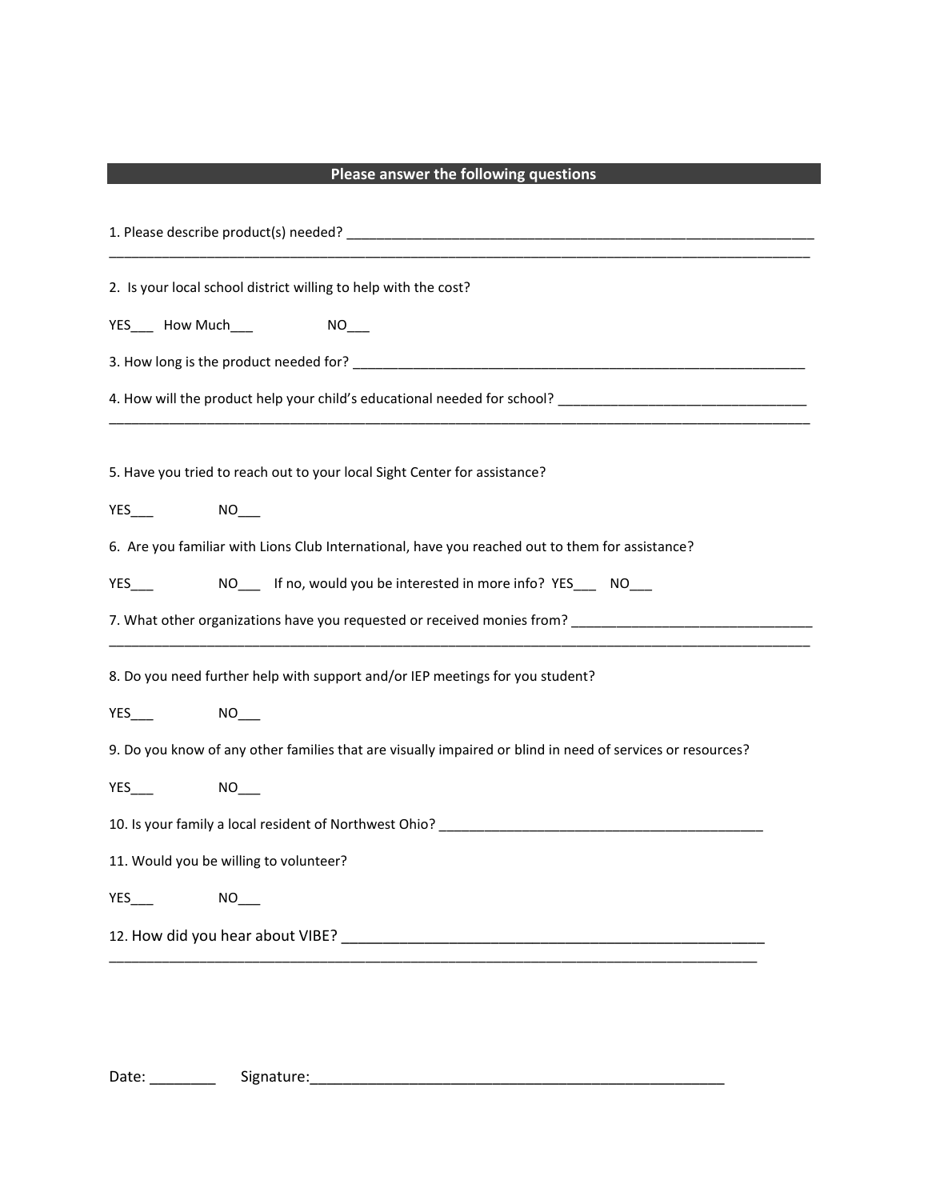## Please answer the following questions

1. Please describe product(s) needed? ________________________________________________________________
____________________________________________________________________________________________________

2. Is your local school district willing to help with the cost?

YES___ How Much___ NO___

3. How long is the product needed for? ________________________________________________________________

4. How will the product help your child's educational needed for school? __________________________________
____________________________________________________________________________________________________

5. Have you tried to reach out to your local Sight Center for assistance?

YES___ NO___

6. Are you familiar with Lions Club International, have you reached out to them for assistance?

YES___ NO___ If no, would you be interested in more info? YES___ NO___

7. What other organizations have you requested or received monies from? _________________________________
____________________________________________________________________________________________________

8. Do you need further help with support and/or IEP meetings for you student?

YES___ NO___

9. Do you know of any other families that are visually impaired or blind in need of services or resources?

YES___ NO___

10. Is your family a local resident of Northwest Ohio? _____________________________________________

11. Would you be willing to volunteer?

YES___ NO___

12. How did you hear about VIBE? ______________________________________________________
__________________________________________________________________________________________

Date: ________ Signature:_____________________________________________________